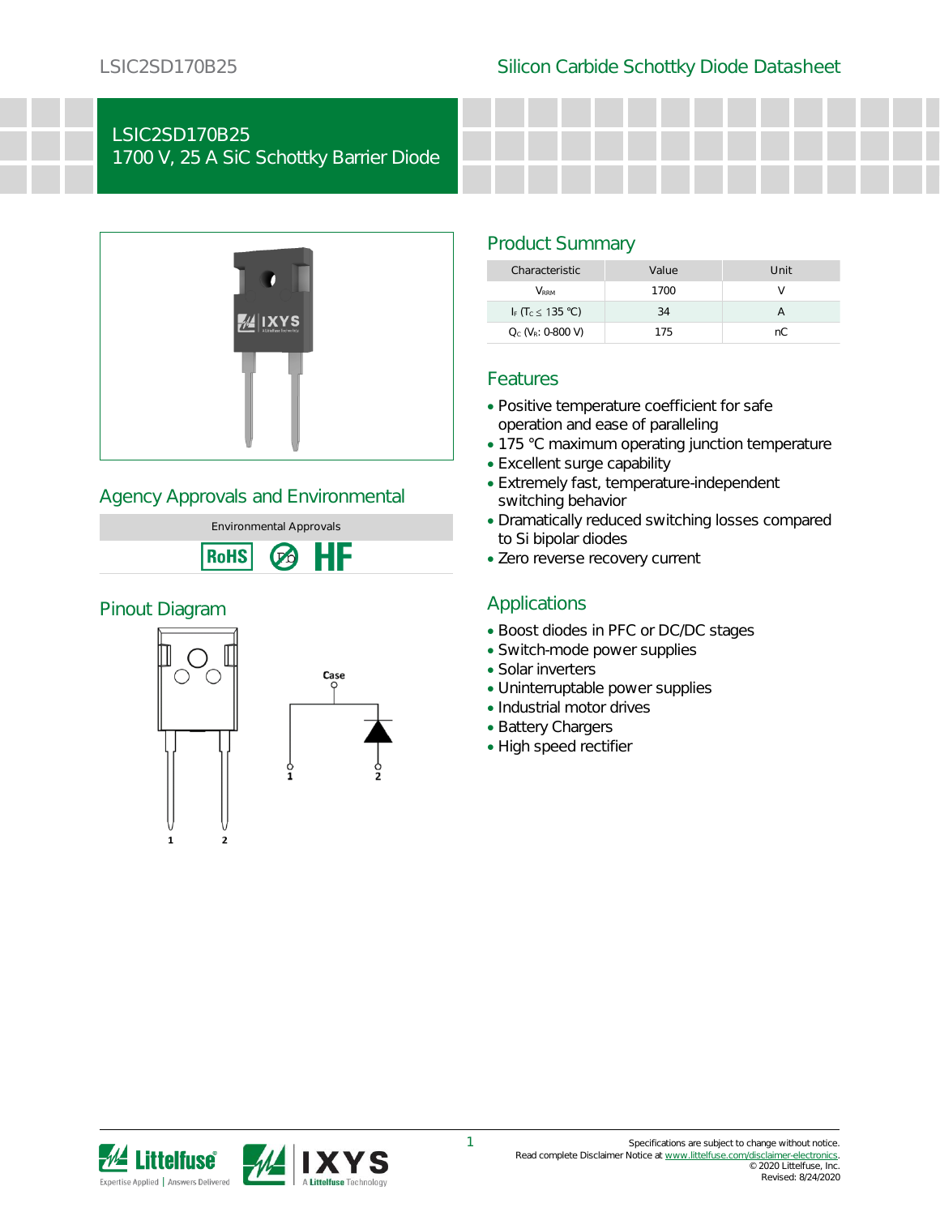# LSIC2SD170B25
## 1700 V, 25 A SiC Schottky Barrier Diode

## Product Summary

| Characteristic | Value | Unit |
|---|---|---|
| $V_{RRM}$ | 1700 | V |
| $I_F$ ($T_C \leq$ 135 °C) | 34 | A |
| $Q_C$ ($V_R$: 0-800 V) | 175 | nC |

## Features

- Positive temperature coefficient for safe operation and ease of paralleling
- 175 °C maximum operating junction temperature
- Excellent surge capability
- Extremely fast, temperature-independent switching behavior
- Dramatically reduced switching losses compared to Si bipolar diodes
- Zero reverse recovery current

## Agency Approvals and Environmental

| Environmental Approvals |
|---|
| RoHS, Pb-free, HF |

## Applications

- Boost diodes in PFC or DC/DC stages
- Switch-mode power supplies
- Solar inverters
- Uninterruptable power supplies
- Industrial motor drives
- Battery Chargers
- High speed rectifier

## Pinout Diagram

Case

1 2

Specifications are subject to change without notice.
Read complete Disclaimer Notice at www.littelfuse.com/disclaimer-electronics.
© 2020 Littelfuse, Inc.
Revised: 8/24/2020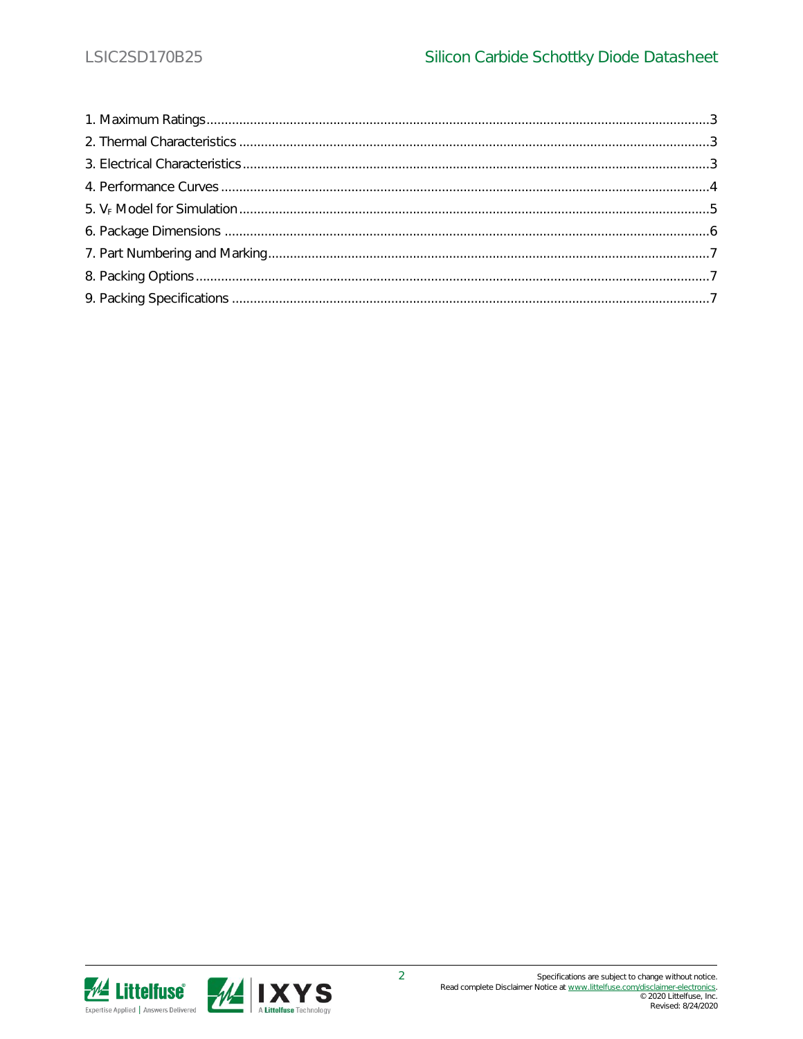1. Maximum Ratings ... 3
2. Thermal Characteristics ... 3
3. Electrical Characteristics ... 3
4. Performance Curves ... 4
5. $V_F$ Model for Simulation ... 5
6. Package Dimensions ... 6
7. Part Numbering and Marking ... 7
8. Packing Options ... 7
9. Packing Specifications ... 7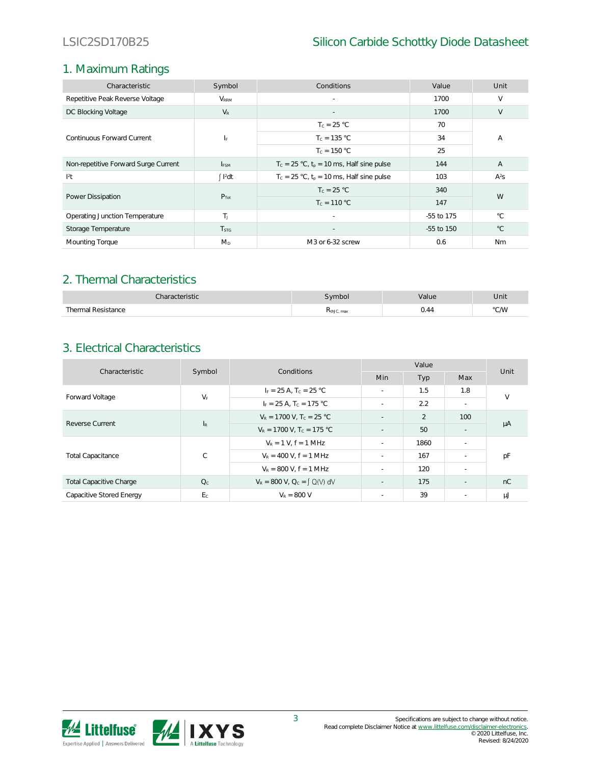## 1. Maximum Ratings

| Characteristic | Symbol | Conditions | Value | Unit |
|---|---|---|---|---|
| Repetitive Peak Reverse Voltage | $V_{RRM}$ | - | 1700 | V |
| DC Blocking Voltage | $V_R$ | - | 1700 | V |
| Continuous Forward Current | $I_F$ | $T_C$ = 25 °C | 70 | A |
| | | $T_C$ = 135 °C | 34 | |
| | | $T_C$ = 150 °C | 25 | |
| Non-repetitive Forward Surge Current | $I_{FSM}$ | $T_C$ = 25 °C, $t_p$ = 10 ms, Half sine pulse | 144 | A |
| $I^2t$ | $\int I^2 dt$ | $T_C$ = 25 °C, $t_p$ = 10 ms, Half sine pulse | 103 | $A^2s$ |
| Power Dissipation | $P_{Tot}$ | $T_C$ = 25 °C | 340 | W |
| | | $T_C$ = 110 °C | 147 | |
| Operating Junction Temperature | $T_J$ | - | -55 to 175 | °C |
| Storage Temperature | $T_{STG}$ | - | -55 to 150 | °C |
| Mounting Torque | $M_D$ | M3 or 6-32 screw | 0.6 | Nm |

## 2. Thermal Characteristics

| Characteristic | Symbol | Value | Unit |
|---|---|---|---|
| Thermal Resistance | $R_{thJC,\ max}$ | 0.44 | °C/W |

## 3. Electrical Characteristics

| Characteristic | Symbol | Conditions | Value | | | Unit |
|---|---|---|---|---|---|---|
| | | | Min | Typ | Max | |
| Forward Voltage | $V_F$ | $I_F$ = 25 A, $T_C$ = 25 °C | - | 1.5 | 1.8 | V |
| | | $I_F$ = 25 A, $T_C$ = 175 °C | - | 2.2 | - | |
| Reverse Current | $I_R$ | $V_R$ = 1700 V, $T_C$ = 25 °C | - | 2 | 100 | μA |
| | | $V_R$ = 1700 V, $T_C$ = 175 °C | - | 50 | - | |
| Total Capacitance | C | $V_R$ = 1 V, f = 1 MHz | - | 1860 | - | pF |
| | | $V_R$ = 400 V, f = 1 MHz | - | 167 | - | |
| | | $V_R$ = 800 V, f = 1 MHz | - | 120 | - | |
| Total Capacitive Charge | $Q_C$ | $V_R$ = 800 V, $Q_C = \int Q(V)\, dV$ | - | 175 | - | nC |
| Capacitive Stored Energy | $E_C$ | $V_R$ = 800 V | - | 39 | - | μJ |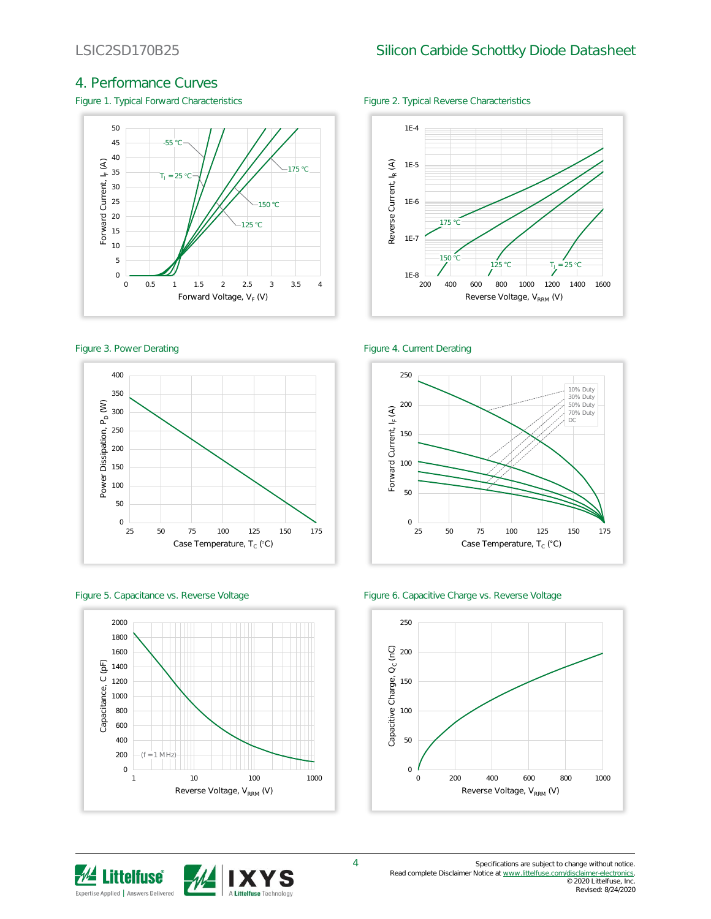## 4. Performance Curves

Figure 1. Typical Forward Characteristics

Figure 2. Typical Reverse Characteristics

Figure 3. Power Derating

Figure 4. Current Derating

Figure 5. Capacitance vs. Reverse Voltage

Figure 6. Capacitive Charge vs. Reverse Voltage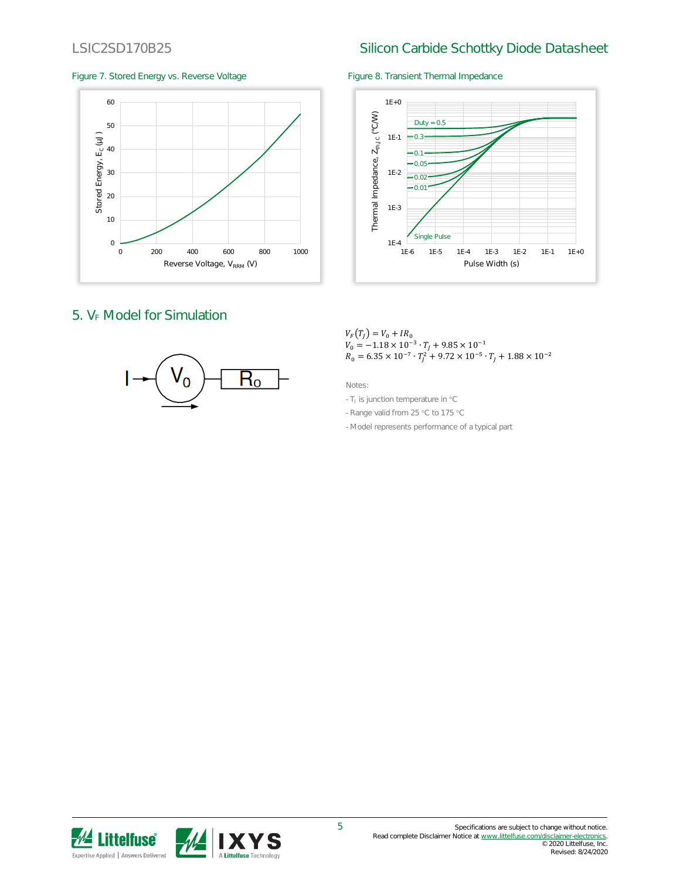Figure 7. Stored Energy vs. Reverse Voltage

Figure 8. Transient Thermal Impedance

## 5. $V_F$ Model for Simulation

$$V_F(T_j) = V_0 + IR_0$$
$$V_0 = -1.18 \times 10^{-3} \cdot T_j + 9.85 \times 10^{-1}$$
$$R_0 = 6.35 \times 10^{-7} \cdot T_j^2 + 9.72 \times 10^{-5} \cdot T_j + 1.88 \times 10^{-2}$$

Notes:

- $T_j$ is junction temperature in °C
- Range valid from 25 °C to 175 °C
- Model represents performance of a typical part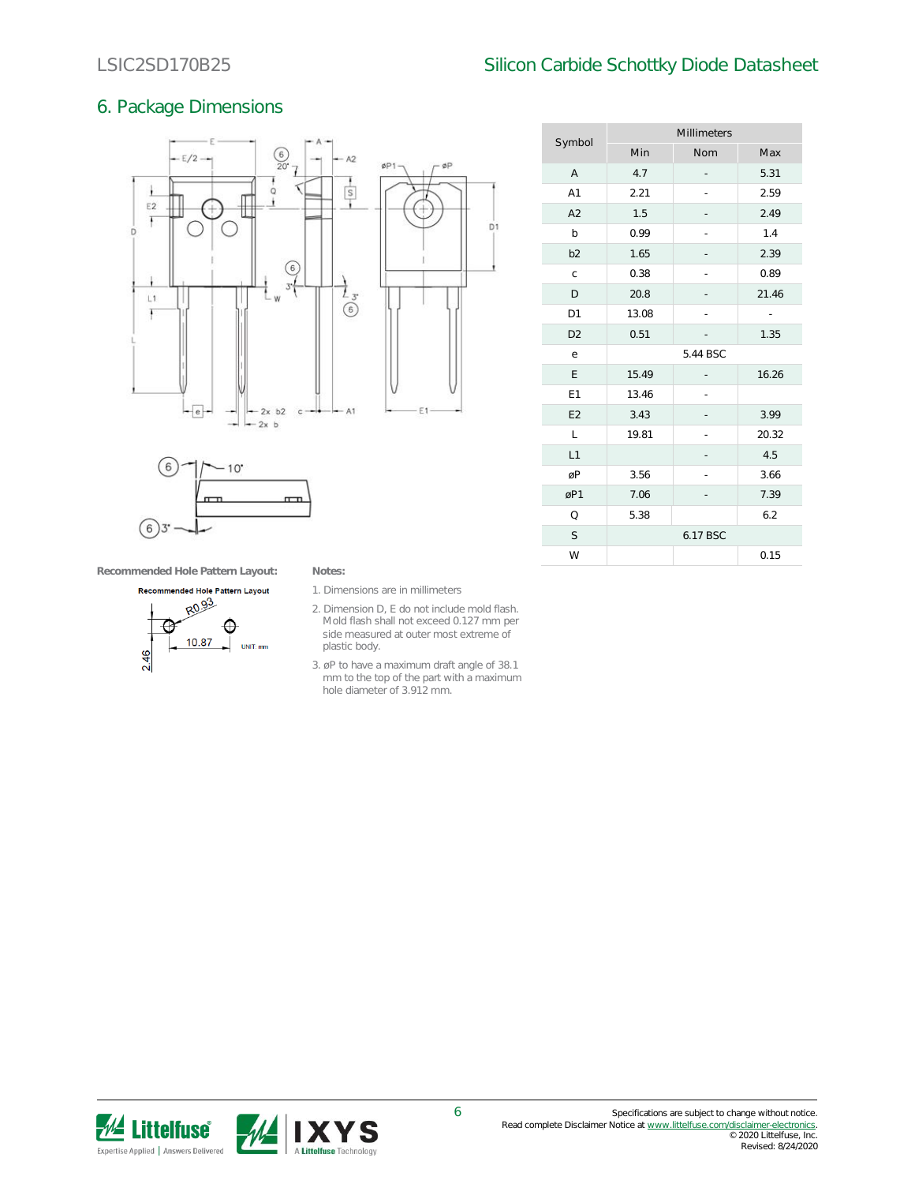## 6. Package Dimensions

| Symbol | Millimeters | | |
|---|---|---|---|
| | Min | Nom | Max |
| A | 4.7 | - | 5.31 |
| A1 | 2.21 | - | 2.59 |
| A2 | 1.5 | - | 2.49 |
| b | 0.99 | - | 1.4 |
| b2 | 1.65 | - | 2.39 |
| c | 0.38 | - | 0.89 |
| D | 20.8 | - | 21.46 |
| D1 | 13.08 | - | - |
| D2 | 0.51 | - | 1.35 |
| e | 5.44 BSC | | |
| E | 15.49 | - | 16.26 |
| E1 | 13.46 | - | |
| E2 | 3.43 | - | 3.99 |
| L | 19.81 | - | 20.32 |
| L1 | | - | 4.5 |
| øP | 3.56 | - | 3.66 |
| øP1 | 7.06 | - | 7.39 |
| Q | 5.38 | | 6.2 |
| S | 6.17 BSC | | |
| W | | | 0.15 |

**Recommended Hole Pattern Layout:**

**Notes:**

1. Dimensions are in millimeters
2. Dimension D, E do not include mold flash. Mold flash shall not exceed 0.127 mm per side measured at outer most extreme of plastic body.
3. øP to have a maximum draft angle of 38.1 mm to the top of the part with a maximum hole diameter of 3.912 mm.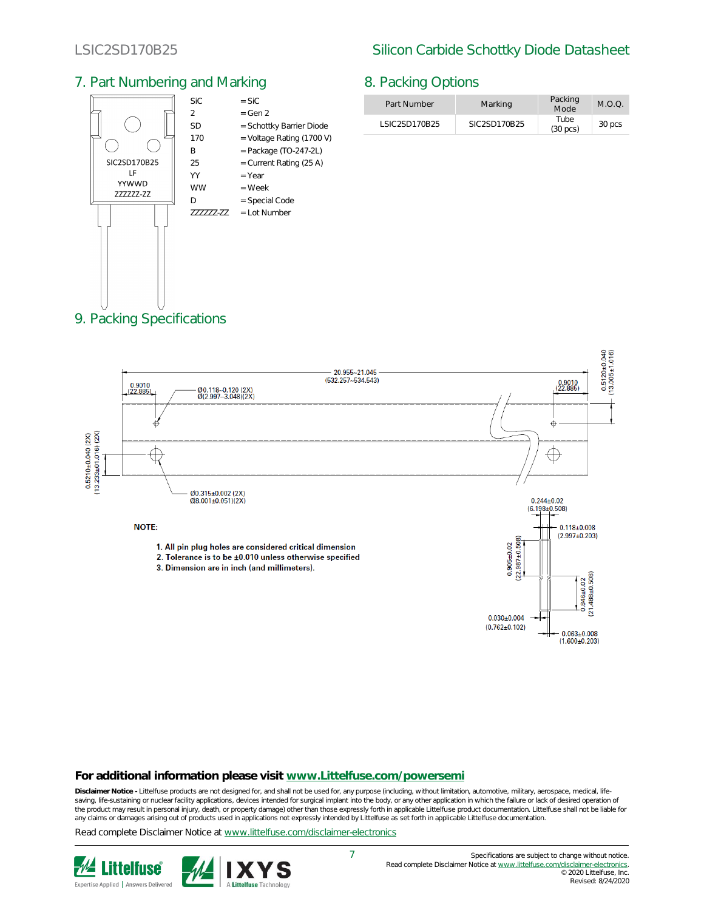## 7. Part Numbering and Marking

SIC2SD170B25
LF
YYWWD
ZZZZZZ-ZZ

| | |
|---|---|
| SiC | = SiC |
| 2 | = Gen 2 |
| SD | = Schottky Barrier Diode |
| 170 | = Voltage Rating (1700 V) |
| B | = Package (TO-247-2L) |
| 25 | = Current Rating (25 A) |
| YY | = Year |
| WW | = Week |
| D | = Special Code |
| ZZZZZZ-ZZ | = Lot Number |

## 8. Packing Options

| Part Number | Marking | Packing Mode | M.O.Q. |
|---|---|---|---|
| LSIC2SD170B25 | SIC2SD170B25 | Tube (30 pcs) | 30 pcs |

## 9. Packing Specifications

20.955~21.045
(532.257~534.543)

0.9010
(22.885)

Ø0.118~0.120 (2X)
Ø(2.997~3.048)(2X)

0.9010
(22.885)

0.5120±0.040
(13.005±1.016)

0.5210±0.040 (2X)
(13.233±01.016) (2X)

Ø0.315±0.002 (2X)
Ø8.001±0.051)(2X)

0.244±0.02
(6.198±0.508)

0.118±0.008
(2.997±0.203)

0.905±0.02
(22.987±0.508)

0.846±0.02
(21.488±0.508)

0.030±0.004
(0.762±0.102)

0.063±0.008
(1.600±0.203)

NOTE:

1. All pin plug holes are considered critical dimension
2. Tolerance is to be ±0.010 unless otherwise specified
3. Dimension are in inch (and millimeters).

**For additional information please visit www.Littelfuse.com/powersemi**

**Disclaimer Notice -** Littelfuse products are not designed for, and shall not be used for, any purpose (including, without limitation, automotive, military, aerospace, medical, life-saving, life-sustaining or nuclear facility applications, devices intended for surgical implant into the body, or any other application in which the failure or lack of desired operation of the product may result in personal injury, death, or property damage) other than those expressly forth in applicable Littelfuse product documentation. Littelfuse shall not be liable for any claims or damages arising out of products used in applications not expressly intended by Littelfuse as set forth in applicable Littelfuse documentation.

Read complete Disclaimer Notice at www.littelfuse.com/disclaimer-electronics